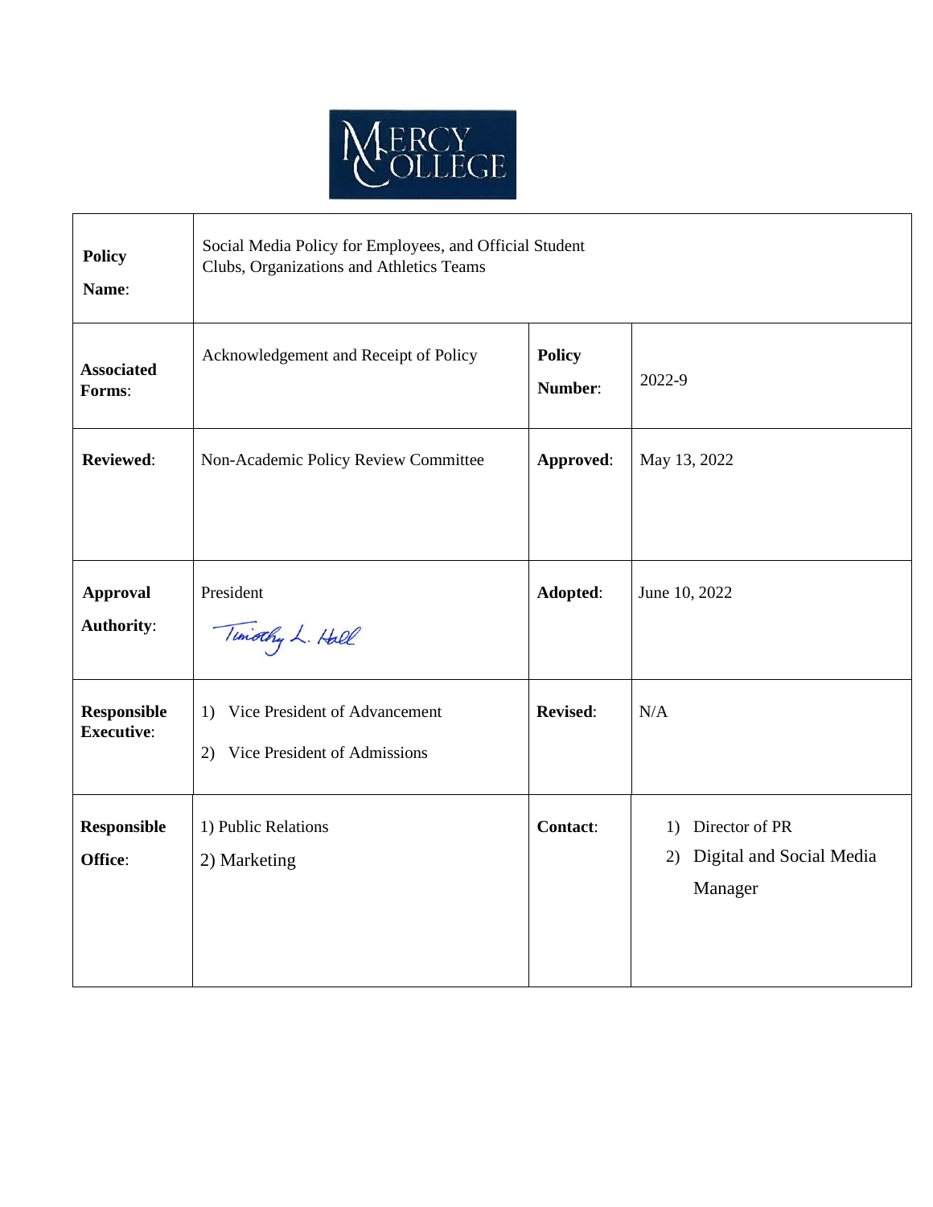MERCY COLLEGE

| Policy Name: | Social Media Policy for Employees, and Official Student Clubs, Organizations and Athletics Teams | | |
|---|---|---|---|
| Associated Forms: | Acknowledgement and Receipt of Policy | Policy Number: | 2022-9 |
| Reviewed: | Non-Academic Policy Review Committee | Approved: | May 13, 2022 |
| Approval Authority: | President<br>Timothy L. Hall | Adopted: | June 10, 2022 |
| Responsible Executive: | 1) Vice President of Advancement<br>2) Vice President of Admissions | Revised: | N/A |
| Responsible Office: | 1) Public Relations<br>2) Marketing | Contact: | 1) Director of PR<br>2) Digital and Social Media Manager |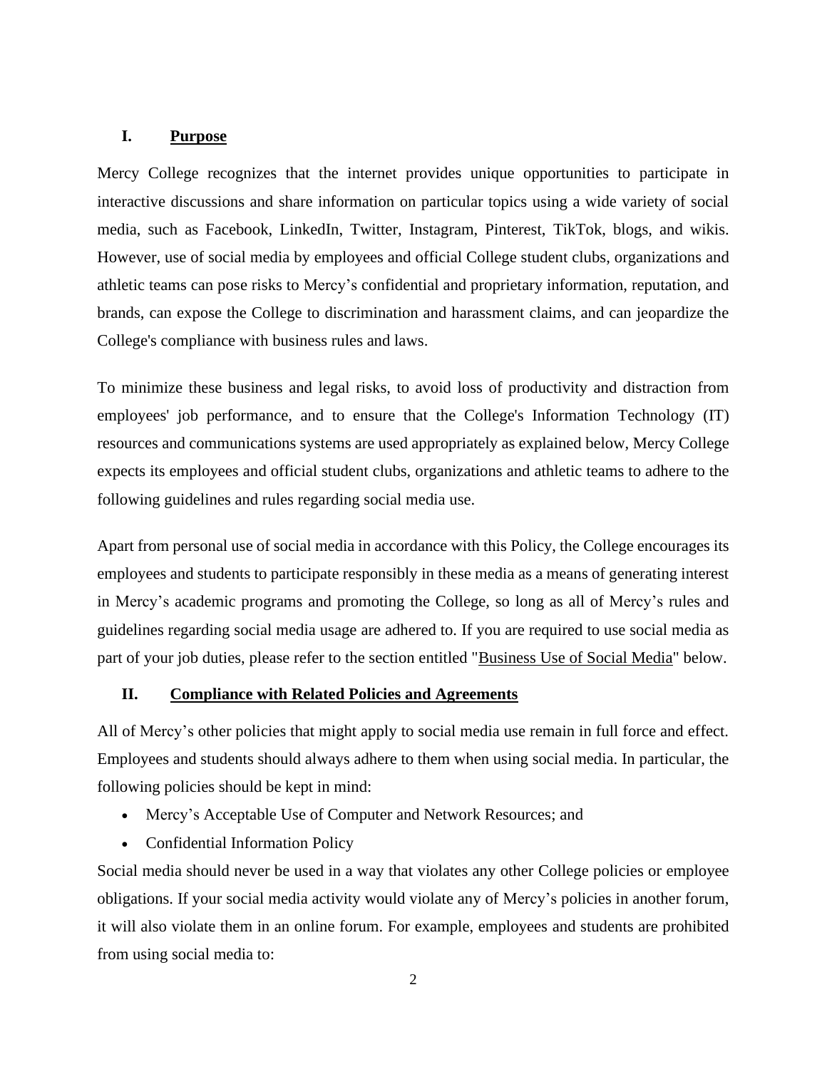## I. Purpose

Mercy College recognizes that the internet provides unique opportunities to participate in interactive discussions and share information on particular topics using a wide variety of social media, such as Facebook, LinkedIn, Twitter, Instagram, Pinterest, TikTok, blogs, and wikis. However, use of social media by employees and official College student clubs, organizations and athletic teams can pose risks to Mercy's confidential and proprietary information, reputation, and brands, can expose the College to discrimination and harassment claims, and can jeopardize the College's compliance with business rules and laws.

To minimize these business and legal risks, to avoid loss of productivity and distraction from employees' job performance, and to ensure that the College's Information Technology (IT) resources and communications systems are used appropriately as explained below, Mercy College expects its employees and official student clubs, organizations and athletic teams to adhere to the following guidelines and rules regarding social media use.

Apart from personal use of social media in accordance with this Policy, the College encourages its employees and students to participate responsibly in these media as a means of generating interest in Mercy's academic programs and promoting the College, so long as all of Mercy's rules and guidelines regarding social media usage are adhered to. If you are required to use social media as part of your job duties, please refer to the section entitled "Business Use of Social Media" below.

## II. Compliance with Related Policies and Agreements

All of Mercy's other policies that might apply to social media use remain in full force and effect. Employees and students should always adhere to them when using social media. In particular, the following policies should be kept in mind:

- Mercy's Acceptable Use of Computer and Network Resources; and
- Confidential Information Policy

Social media should never be used in a way that violates any other College policies or employee obligations. If your social media activity would violate any of Mercy's policies in another forum, it will also violate them in an online forum. For example, employees and students are prohibited from using social media to: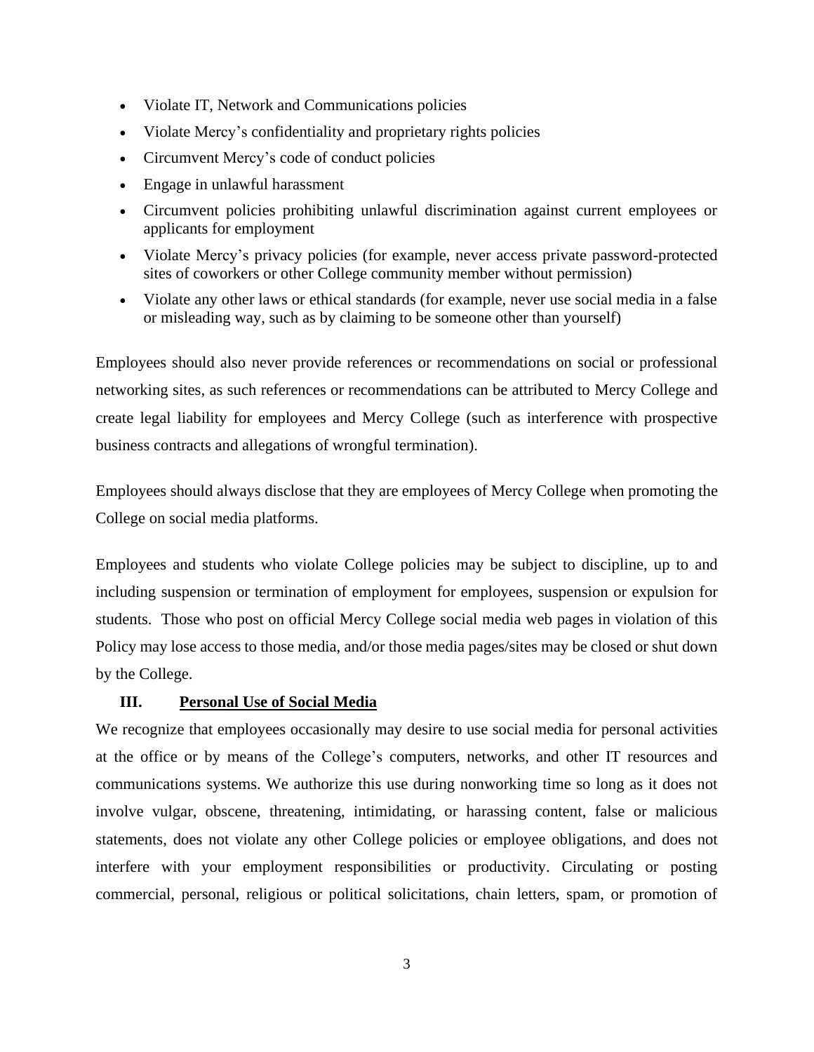- Violate IT, Network and Communications policies
- Violate Mercy's confidentiality and proprietary rights policies
- Circumvent Mercy's code of conduct policies
- Engage in unlawful harassment
- Circumvent policies prohibiting unlawful discrimination against current employees or applicants for employment
- Violate Mercy's privacy policies (for example, never access private password-protected sites of coworkers or other College community member without permission)
- Violate any other laws or ethical standards (for example, never use social media in a false or misleading way, such as by claiming to be someone other than yourself)

Employees should also never provide references or recommendations on social or professional networking sites, as such references or recommendations can be attributed to Mercy College and create legal liability for employees and Mercy College (such as interference with prospective business contracts and allegations of wrongful termination).

Employees should always disclose that they are employees of Mercy College when promoting the College on social media platforms.

Employees and students who violate College policies may be subject to discipline, up to and including suspension or termination of employment for employees, suspension or expulsion for students. Those who post on official Mercy College social media web pages in violation of this Policy may lose access to those media, and/or those media pages/sites may be closed or shut down by the College.

## III. Personal Use of Social Media

We recognize that employees occasionally may desire to use social media for personal activities at the office or by means of the College's computers, networks, and other IT resources and communications systems. We authorize this use during nonworking time so long as it does not involve vulgar, obscene, threatening, intimidating, or harassing content, false or malicious statements, does not violate any other College policies or employee obligations, and does not interfere with your employment responsibilities or productivity. Circulating or posting commercial, personal, religious or political solicitations, chain letters, spam, or promotion of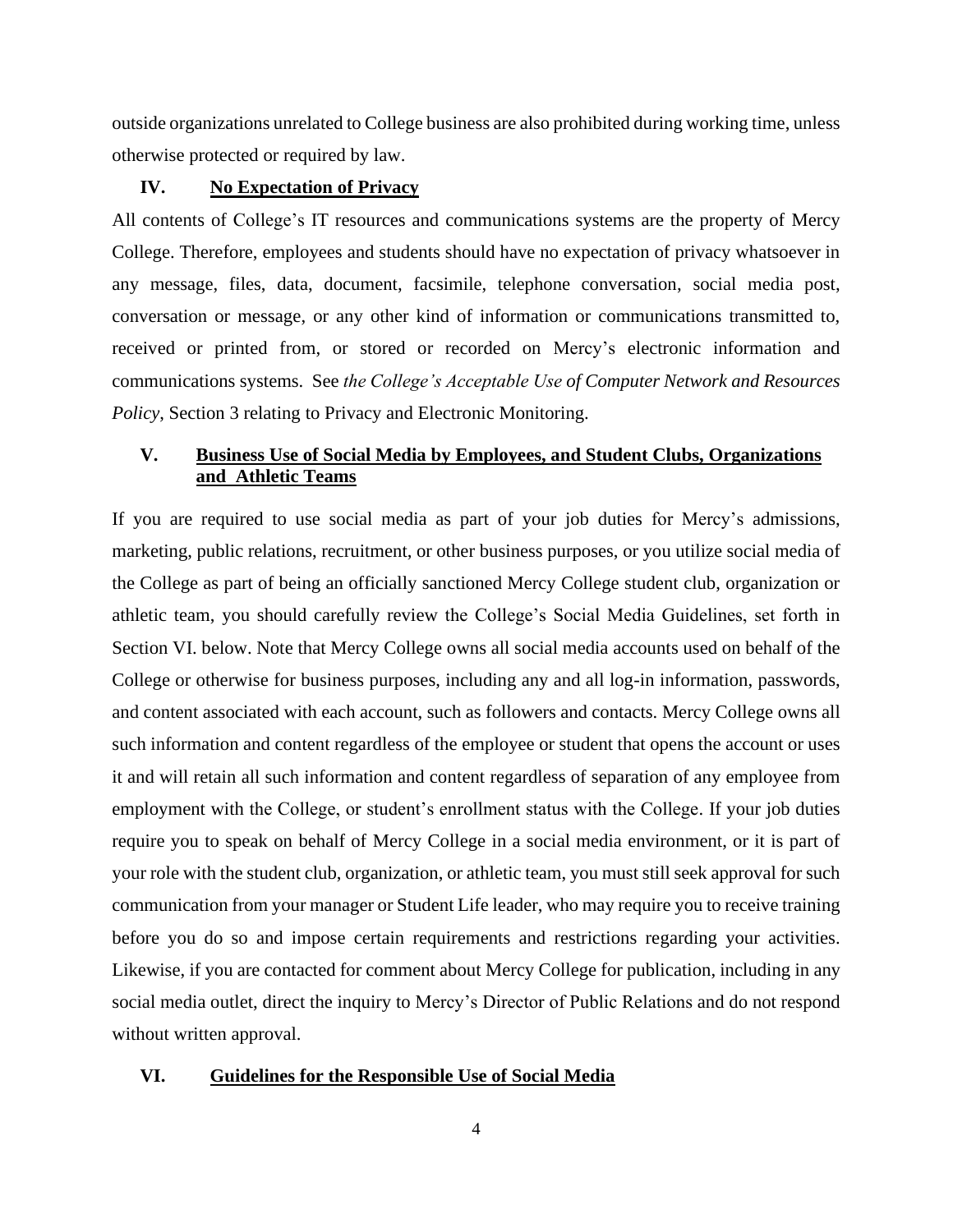outside organizations unrelated to College business are also prohibited during working time, unless otherwise protected or required by law.

## IV. <u>No Expectation of Privacy</u>

All contents of College's IT resources and communications systems are the property of Mercy College. Therefore, employees and students should have no expectation of privacy whatsoever in any message, files, data, document, facsimile, telephone conversation, social media post, conversation or message, or any other kind of information or communications transmitted to, received or printed from, or stored or recorded on Mercy's electronic information and communications systems. See *the College's Acceptable Use of Computer Network and Resources Policy*, Section 3 relating to Privacy and Electronic Monitoring.

## V. <u>Business Use of Social Media by Employees, and Student Clubs, Organizations and Athletic Teams</u>

If you are required to use social media as part of your job duties for Mercy's admissions, marketing, public relations, recruitment, or other business purposes, or you utilize social media of the College as part of being an officially sanctioned Mercy College student club, organization or athletic team, you should carefully review the College's Social Media Guidelines, set forth in Section VI. below. Note that Mercy College owns all social media accounts used on behalf of the College or otherwise for business purposes, including any and all log-in information, passwords, and content associated with each account, such as followers and contacts. Mercy College owns all such information and content regardless of the employee or student that opens the account or uses it and will retain all such information and content regardless of separation of any employee from employment with the College, or student's enrollment status with the College. If your job duties require you to speak on behalf of Mercy College in a social media environment, or it is part of your role with the student club, organization, or athletic team, you must still seek approval for such communication from your manager or Student Life leader, who may require you to receive training before you do so and impose certain requirements and restrictions regarding your activities. Likewise, if you are contacted for comment about Mercy College for publication, including in any social media outlet, direct the inquiry to Mercy's Director of Public Relations and do not respond without written approval.

## VI. <u>Guidelines for the Responsible Use of Social Media</u>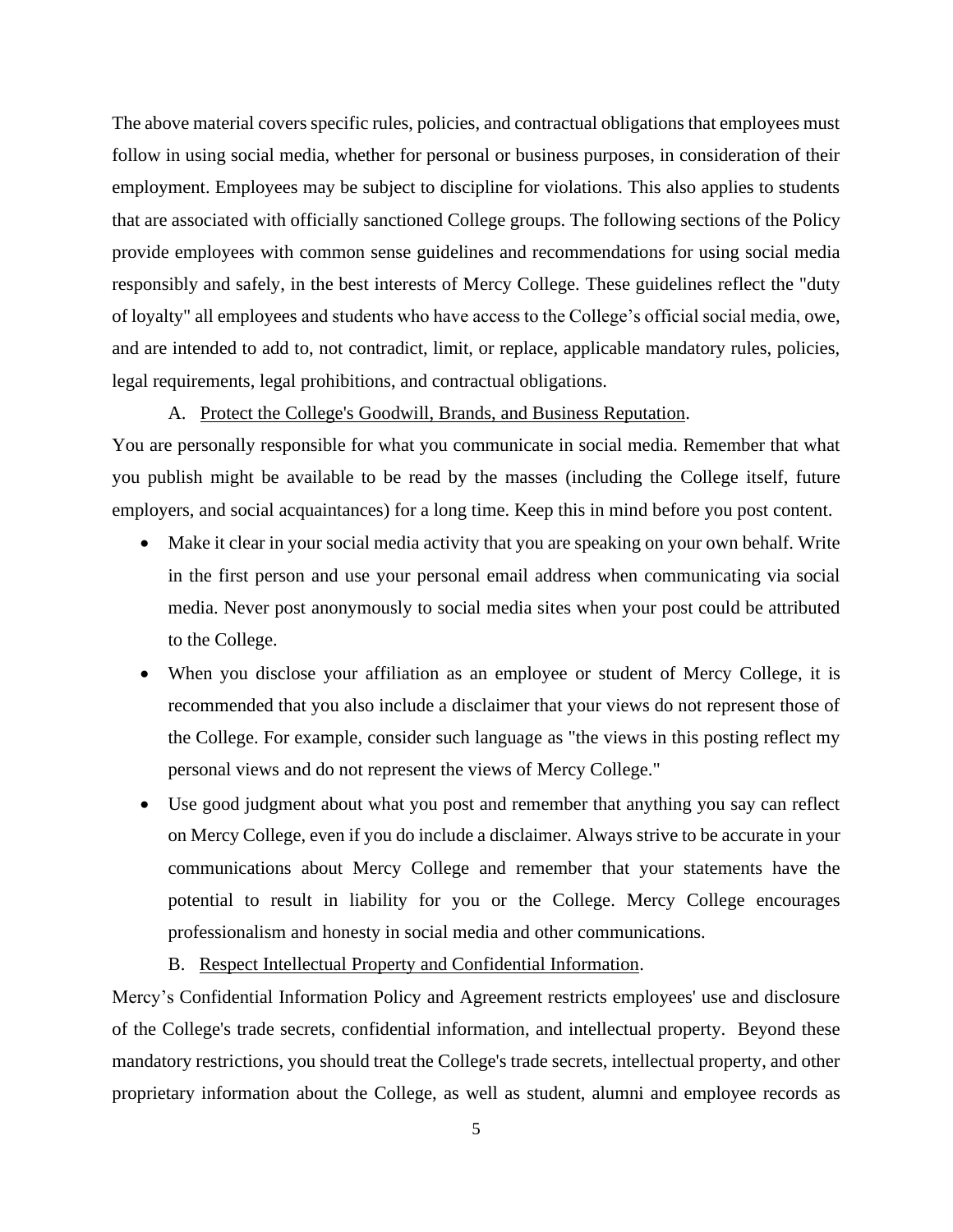The above material covers specific rules, policies, and contractual obligations that employees must follow in using social media, whether for personal or business purposes, in consideration of their employment. Employees may be subject to discipline for violations. This also applies to students that are associated with officially sanctioned College groups. The following sections of the Policy provide employees with common sense guidelines and recommendations for using social media responsibly and safely, in the best interests of Mercy College. These guidelines reflect the "duty of loyalty" all employees and students who have access to the College's official social media, owe, and are intended to add to, not contradict, limit, or replace, applicable mandatory rules, policies, legal requirements, legal prohibitions, and contractual obligations.

A. <u>Protect the College's Goodwill, Brands, and Business Reputation</u>.

You are personally responsible for what you communicate in social media. Remember that what you publish might be available to be read by the masses (including the College itself, future employers, and social acquaintances) for a long time. Keep this in mind before you post content.

- Make it clear in your social media activity that you are speaking on your own behalf. Write in the first person and use your personal email address when communicating via social media. Never post anonymously to social media sites when your post could be attributed to the College.
- When you disclose your affiliation as an employee or student of Mercy College, it is recommended that you also include a disclaimer that your views do not represent those of the College. For example, consider such language as "the views in this posting reflect my personal views and do not represent the views of Mercy College."
- Use good judgment about what you post and remember that anything you say can reflect on Mercy College, even if you do include a disclaimer. Always strive to be accurate in your communications about Mercy College and remember that your statements have the potential to result in liability for you or the College. Mercy College encourages professionalism and honesty in social media and other communications.

B. <u>Respect Intellectual Property and Confidential Information</u>.

Mercy's Confidential Information Policy and Agreement restricts employees' use and disclosure of the College's trade secrets, confidential information, and intellectual property. Beyond these mandatory restrictions, you should treat the College's trade secrets, intellectual property, and other proprietary information about the College, as well as student, alumni and employee records as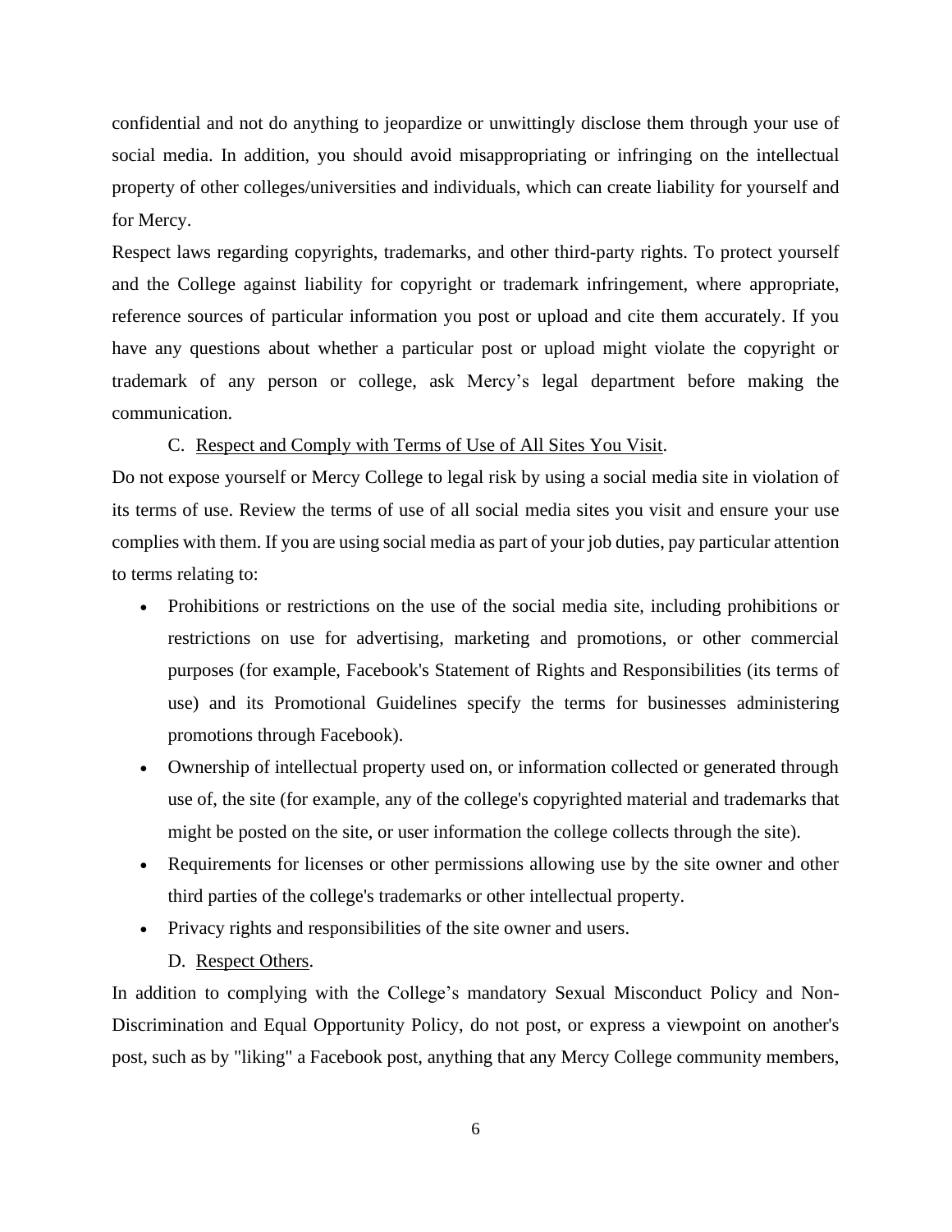confidential and not do anything to jeopardize or unwittingly disclose them through your use of social media. In addition, you should avoid misappropriating or infringing on the intellectual property of other colleges/universities and individuals, which can create liability for yourself and for Mercy.

Respect laws regarding copyrights, trademarks, and other third-party rights. To protect yourself and the College against liability for copyright or trademark infringement, where appropriate, reference sources of particular information you post or upload and cite them accurately. If you have any questions about whether a particular post or upload might violate the copyright or trademark of any person or college, ask Mercy's legal department before making the communication.

C. <u>Respect and Comply with Terms of Use of All Sites You Visit</u>.

Do not expose yourself or Mercy College to legal risk by using a social media site in violation of its terms of use. Review the terms of use of all social media sites you visit and ensure your use complies with them. If you are using social media as part of your job duties, pay particular attention to terms relating to:

- Prohibitions or restrictions on the use of the social media site, including prohibitions or restrictions on use for advertising, marketing and promotions, or other commercial purposes (for example, Facebook's Statement of Rights and Responsibilities (its terms of use) and its Promotional Guidelines specify the terms for businesses administering promotions through Facebook).
- Ownership of intellectual property used on, or information collected or generated through use of, the site (for example, any of the college's copyrighted material and trademarks that might be posted on the site, or user information the college collects through the site).
- Requirements for licenses or other permissions allowing use by the site owner and other third parties of the college's trademarks or other intellectual property.
- Privacy rights and responsibilities of the site owner and users.

D. <u>Respect Others</u>.

In addition to complying with the College's mandatory Sexual Misconduct Policy and Non-Discrimination and Equal Opportunity Policy, do not post, or express a viewpoint on another's post, such as by "liking" a Facebook post, anything that any Mercy College community members,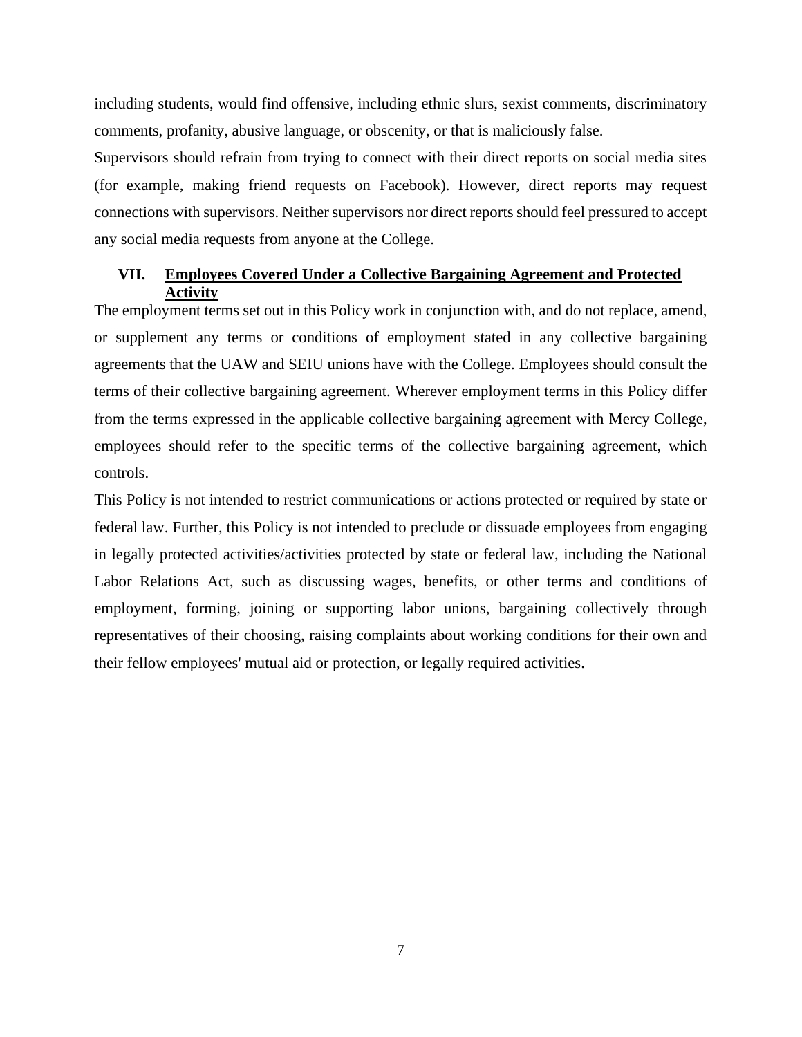including students, would find offensive, including ethnic slurs, sexist comments, discriminatory comments, profanity, abusive language, or obscenity, or that is maliciously false.

Supervisors should refrain from trying to connect with their direct reports on social media sites (for example, making friend requests on Facebook). However, direct reports may request connections with supervisors. Neither supervisors nor direct reports should feel pressured to accept any social media requests from anyone at the College.

## VII. Employees Covered Under a Collective Bargaining Agreement and Protected Activity

The employment terms set out in this Policy work in conjunction with, and do not replace, amend, or supplement any terms or conditions of employment stated in any collective bargaining agreements that the UAW and SEIU unions have with the College. Employees should consult the terms of their collective bargaining agreement. Wherever employment terms in this Policy differ from the terms expressed in the applicable collective bargaining agreement with Mercy College, employees should refer to the specific terms of the collective bargaining agreement, which controls.

This Policy is not intended to restrict communications or actions protected or required by state or federal law. Further, this Policy is not intended to preclude or dissuade employees from engaging in legally protected activities/activities protected by state or federal law, including the National Labor Relations Act, such as discussing wages, benefits, or other terms and conditions of employment, forming, joining or supporting labor unions, bargaining collectively through representatives of their choosing, raising complaints about working conditions for their own and their fellow employees' mutual aid or protection, or legally required activities.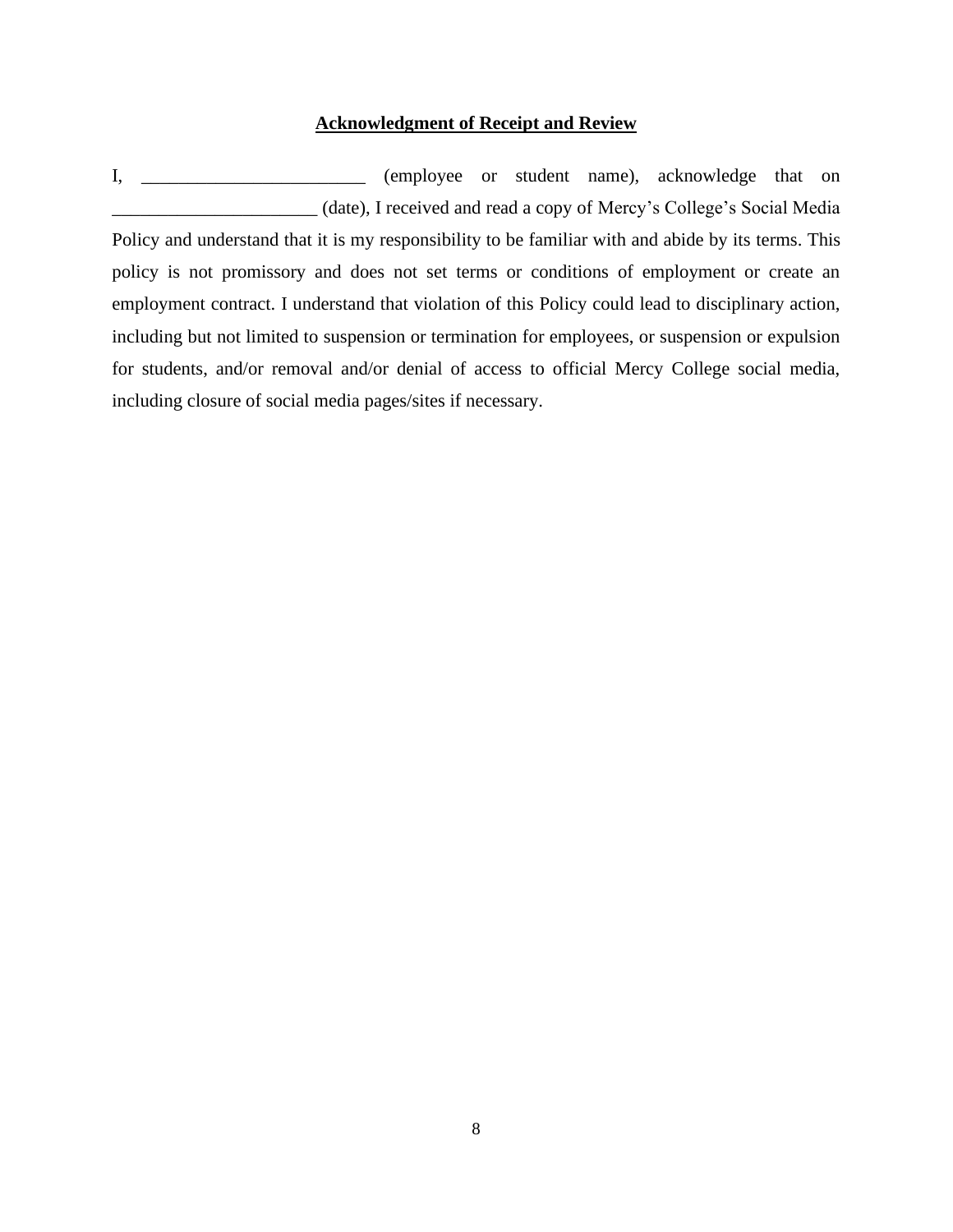## **Acknowledgment of Receipt and Review**

I, ________________________ (employee or student name), acknowledge that on ______________________ (date), I received and read a copy of Mercy's College's Social Media Policy and understand that it is my responsibility to be familiar with and abide by its terms. This policy is not promissory and does not set terms or conditions of employment or create an employment contract. I understand that violation of this Policy could lead to disciplinary action, including but not limited to suspension or termination for employees, or suspension or expulsion for students, and/or removal and/or denial of access to official Mercy College social media, including closure of social media pages/sites if necessary.